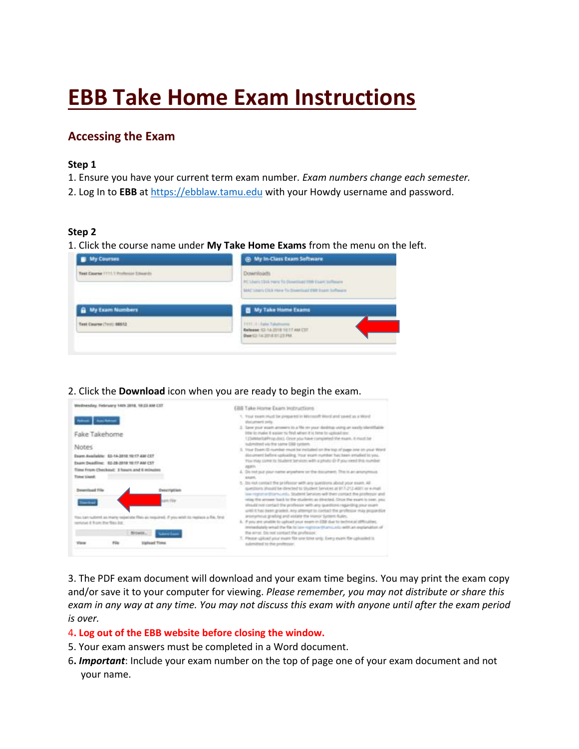# EBB Take Home Exam Instructions

## Accessing the Exam

**Step 1**

1. Ensure you have your current term exam number. *Exam numbers change each semester.*
2. Log In to **EBB** at https://ebblaw.tamu.edu with your Howdy username and password.

**Step 2**

1. Click the course name under **My Take Home Exams** from the menu on the left.

2. Click the **Download** icon when you are ready to begin the exam.

3. The PDF exam document will download and your exam time begins. You may print the exam copy and/or save it to your computer for viewing. *Please remember, you may not distribute or share this exam in any way at any time. You may not discuss this exam with anyone until after the exam period is over.*

4. **Log out of the EBB website before closing the window.**

5. Your exam answers must be completed in a Word document.

6. ***Important***: Include your exam number on the top of page one of your exam document and not your name.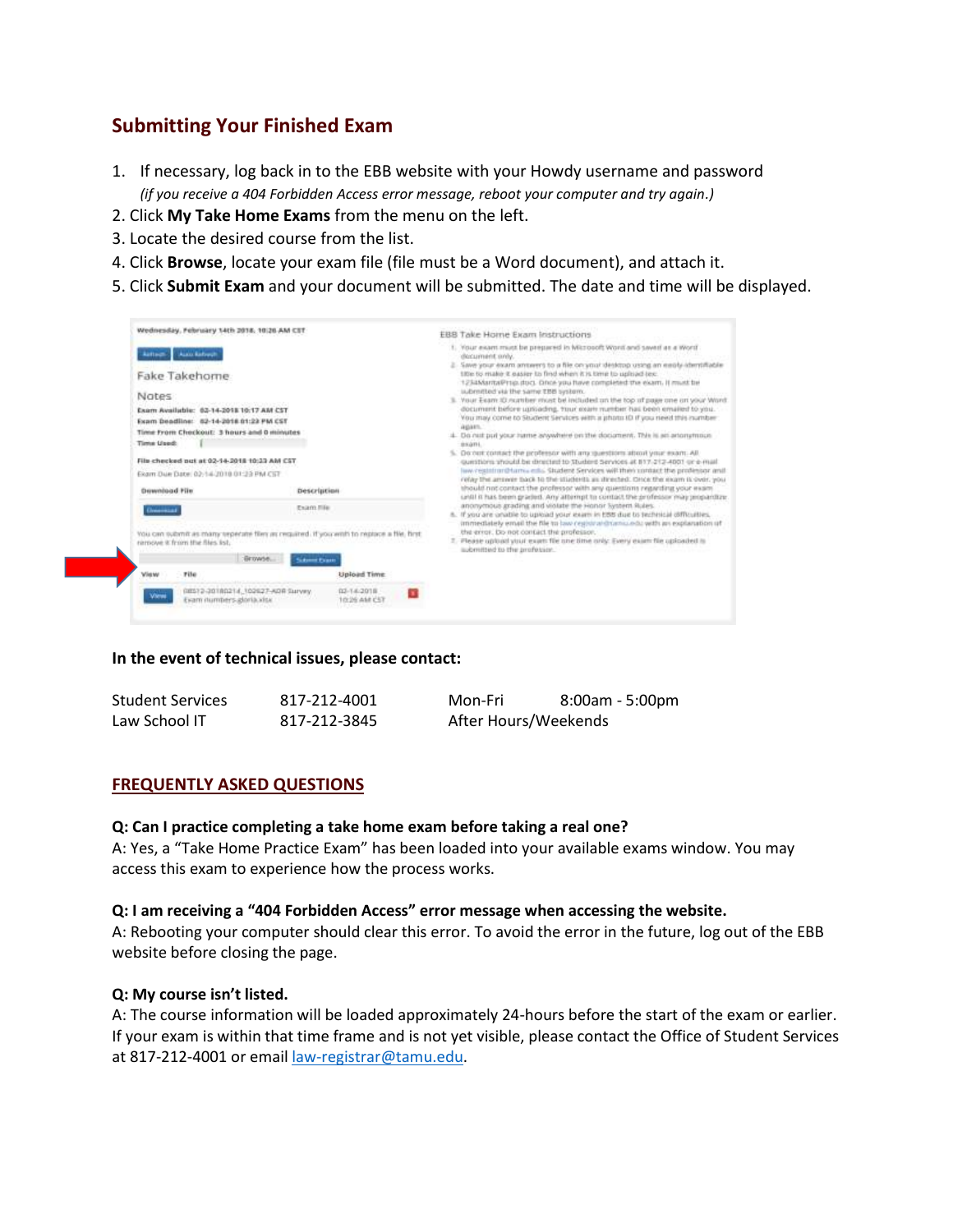## Submitting Your Finished Exam

1. If necessary, log back in to the EBB website with your Howdy username and password
   *(if you receive a 404 Forbidden Access error message, reboot your computer and try again.)*
2. Click **My Take Home Exams** from the menu on the left.
3. Locate the desired course from the list.
4. Click **Browse**, locate your exam file (file must be a Word document), and attach it.
5. Click **Submit Exam** and your document will be submitted. The date and time will be displayed.

**In the event of technical issues, please contact:**

| | | | |
|---|---|---|---|
| Student Services | 817-212-4001 | Mon-Fri | 8:00am - 5:00pm |
| Law School IT | 817-212-3845 | After Hours/Weekends | |

## FREQUENTLY ASKED QUESTIONS

**Q: Can I practice completing a take home exam before taking a real one?**
A: Yes, a "Take Home Practice Exam" has been loaded into your available exams window. You may access this exam to experience how the process works.

**Q: I am receiving a "404 Forbidden Access" error message when accessing the website.**
A: Rebooting your computer should clear this error. To avoid the error in the future, log out of the EBB website before closing the page.

**Q: My course isn't listed.**
A: The course information will be loaded approximately 24-hours before the start of the exam or earlier. If your exam is within that time frame and is not yet visible, please contact the Office of Student Services at 817-212-4001 or email law-registrar@tamu.edu.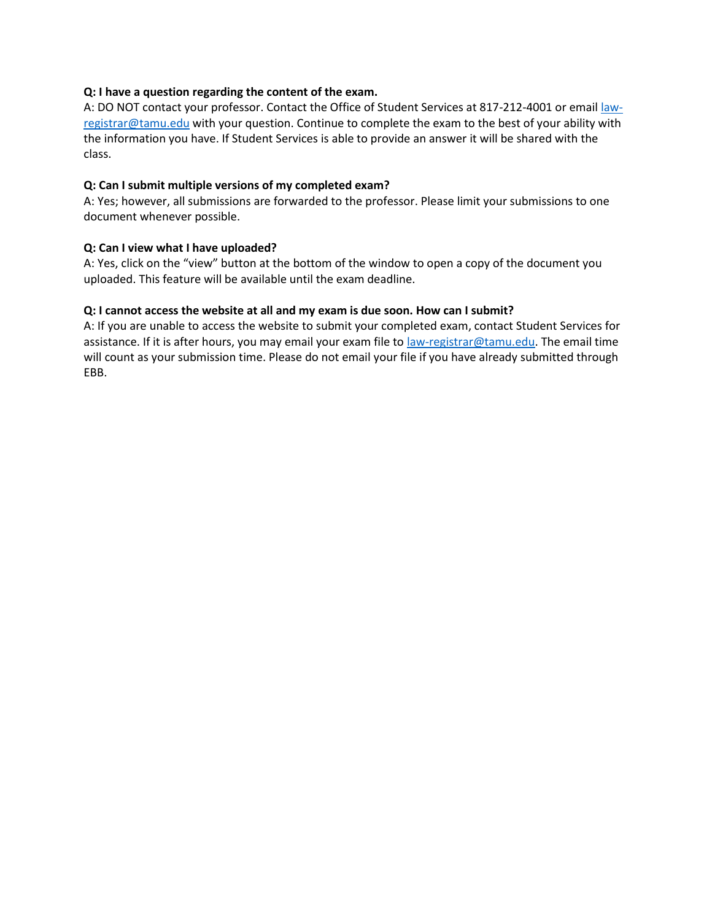**Q: I have a question regarding the content of the exam.**
A: DO NOT contact your professor. Contact the Office of Student Services at 817-212-4001 or email law-registrar@tamu.edu with your question. Continue to complete the exam to the best of your ability with the information you have. If Student Services is able to provide an answer it will be shared with the class.

**Q: Can I submit multiple versions of my completed exam?**
A: Yes; however, all submissions are forwarded to the professor. Please limit your submissions to one document whenever possible.

**Q: Can I view what I have uploaded?**
A: Yes, click on the "view" button at the bottom of the window to open a copy of the document you uploaded. This feature will be available until the exam deadline.

**Q: I cannot access the website at all and my exam is due soon. How can I submit?**
A: If you are unable to access the website to submit your completed exam, contact Student Services for assistance. If it is after hours, you may email your exam file to law-registrar@tamu.edu. The email time will count as your submission time. Please do not email your file if you have already submitted through EBB.